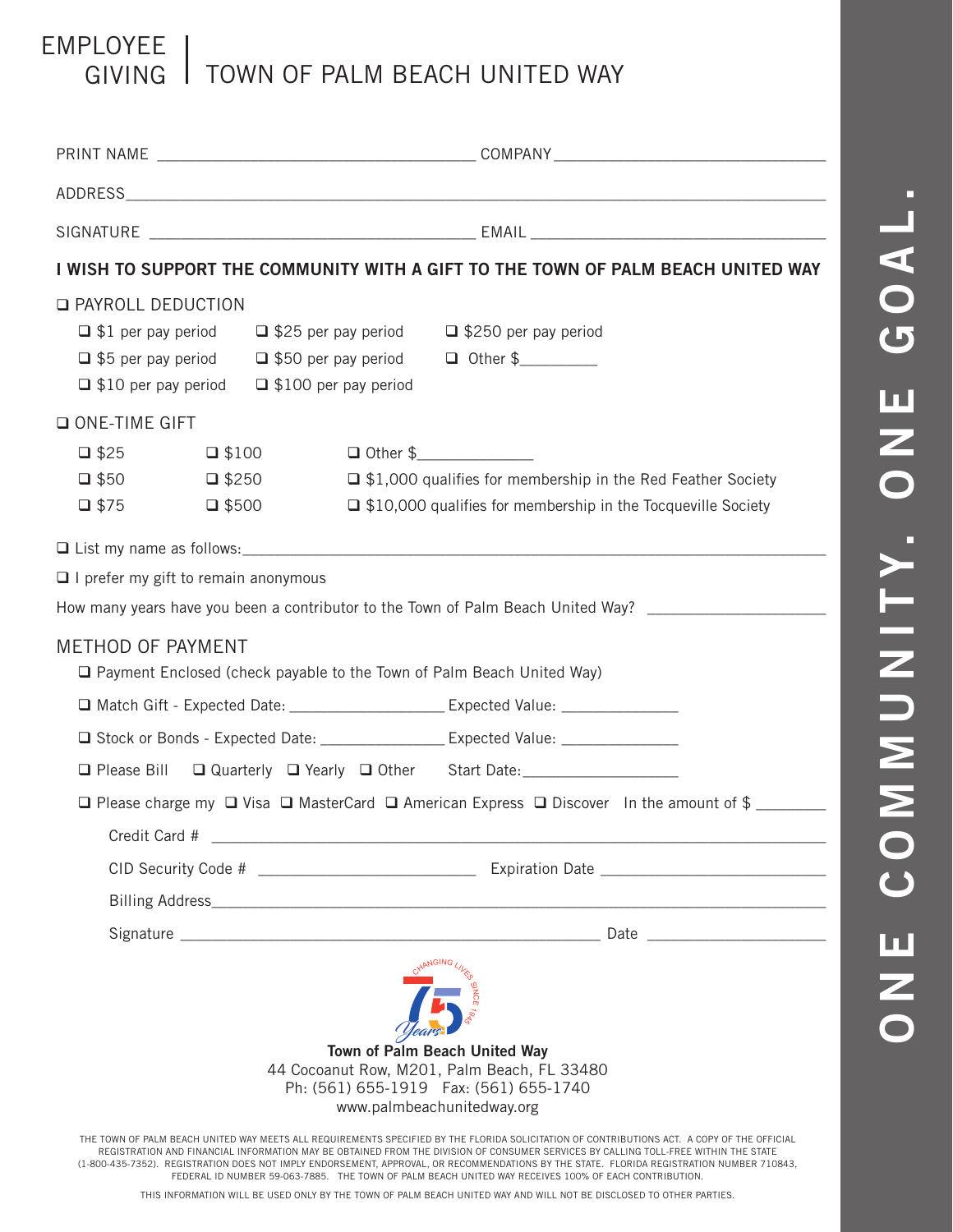# EMPLOYEE GIVING | TOWN OF PALM BEACH UNITED WAY

PRINT NAME ______________________ COMPANY ______________________

ADDRESS ______________________________________________

SIGNATURE ______________________ EMAIL ______________________

**I WISH TO SUPPORT THE COMMUNITY WITH A GIFT TO THE TOWN OF PALM BEACH UNITED WAY**

❑ PAYROLL DEDUCTION

- ❑ $1 per pay period
- ❑ $5 per pay period
- ❑ $10 per pay period
- ❑ $25 per pay period
- ❑ $50 per pay period
- ❑ $100 per pay period
- ❑ $250 per pay period
- ❑ Other $_________

❑ ONE-TIME GIFT

- ❑ $25
- ❑ $50
- ❑ $75
- ❑ $100
- ❑ $250
- ❑ $500
- ❑ Other $_____________
- ❑ $1,000 qualifies for membership in the Red Feather Society
- ❑ $10,000 qualifies for membership in the Tocqueville Society

❑ List my name as follows: ______________________________

❑ I prefer my gift to remain anonymous

How many years have you been a contributor to the Town of Palm Beach United Way? ____________

## METHOD OF PAYMENT

❑ Payment Enclosed (check payable to the Town of Palm Beach United Way)

❑ Match Gift - Expected Date: ______________ Expected Value: ____________

❑ Stock or Bonds - Expected Date: ______________ Expected Value: ____________

❑ Please Bill ❑ Quarterly ❑ Yearly ❑ Other Start Date: ______________

❑ Please charge my ❑ Visa ❑ MasterCard ❑ American Express ❑ Discover In the amount of $ ________

Credit Card # ______________________________

CID Security Code # ______________ Expiration Date ______________

Billing Address ______________________________

Signature ______________________ Date ____________

CHANGING LIVES SINCE 1946 — 75 Years

**Town of Palm Beach United Way**
44 Cocoanut Row, M201, Palm Beach, FL 33480
Ph: (561) 655-1919 Fax: (561) 655-1740
www.palmbeachunitedway.org

THE TOWN OF PALM BEACH UNITED WAY MEETS ALL REQUIREMENTS SPECIFIED BY THE FLORIDA SOLICITATION OF CONTRIBUTIONS ACT. A COPY OF THE OFFICIAL REGISTRATION AND FINANCIAL INFORMATION MAY BE OBTAINED FROM THE DIVISION OF CONSUMER SERVICES BY CALLING TOLL-FREE WITHIN THE STATE (1-800-435-7352). REGISTRATION DOES NOT IMPLY ENDORSEMENT, APPROVAL, OR RECOMMENDATIONS BY THE STATE. FLORIDA REGISTRATION NUMBER 710843, FEDERAL ID NUMBER 59-063-7885. THE TOWN OF PALM BEACH UNITED WAY RECEIVES 100% OF EACH CONTRIBUTION.

THIS INFORMATION WILL BE USED ONLY BY THE TOWN OF PALM BEACH UNITED WAY AND WILL NOT BE DISCLOSED TO OTHER PARTIES.

ONE COMMUNITY. ONE GOAL.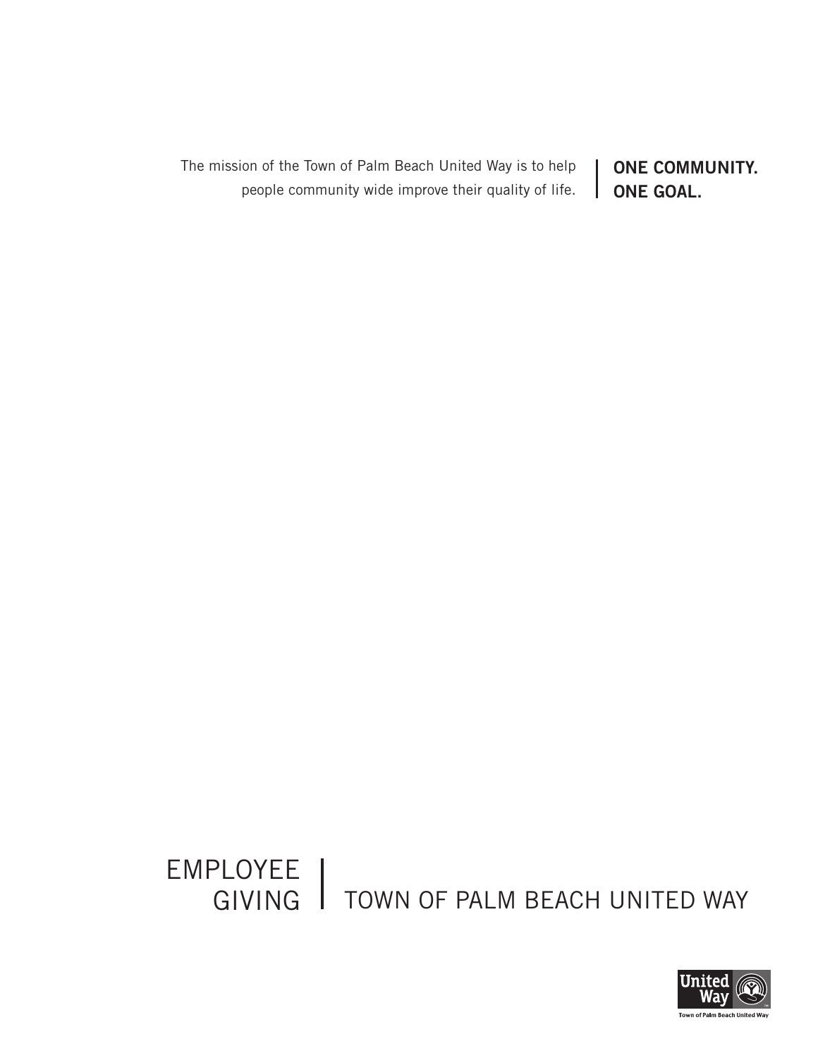The mission of the Town of Palm Beach United Way is to help people community wide improve their quality of life.

**ONE COMMUNITY.**
**ONE GOAL.**

EMPLOYEE GIVING | TOWN OF PALM BEACH UNITED WAY

United Way

Town of Palm Beach United Way